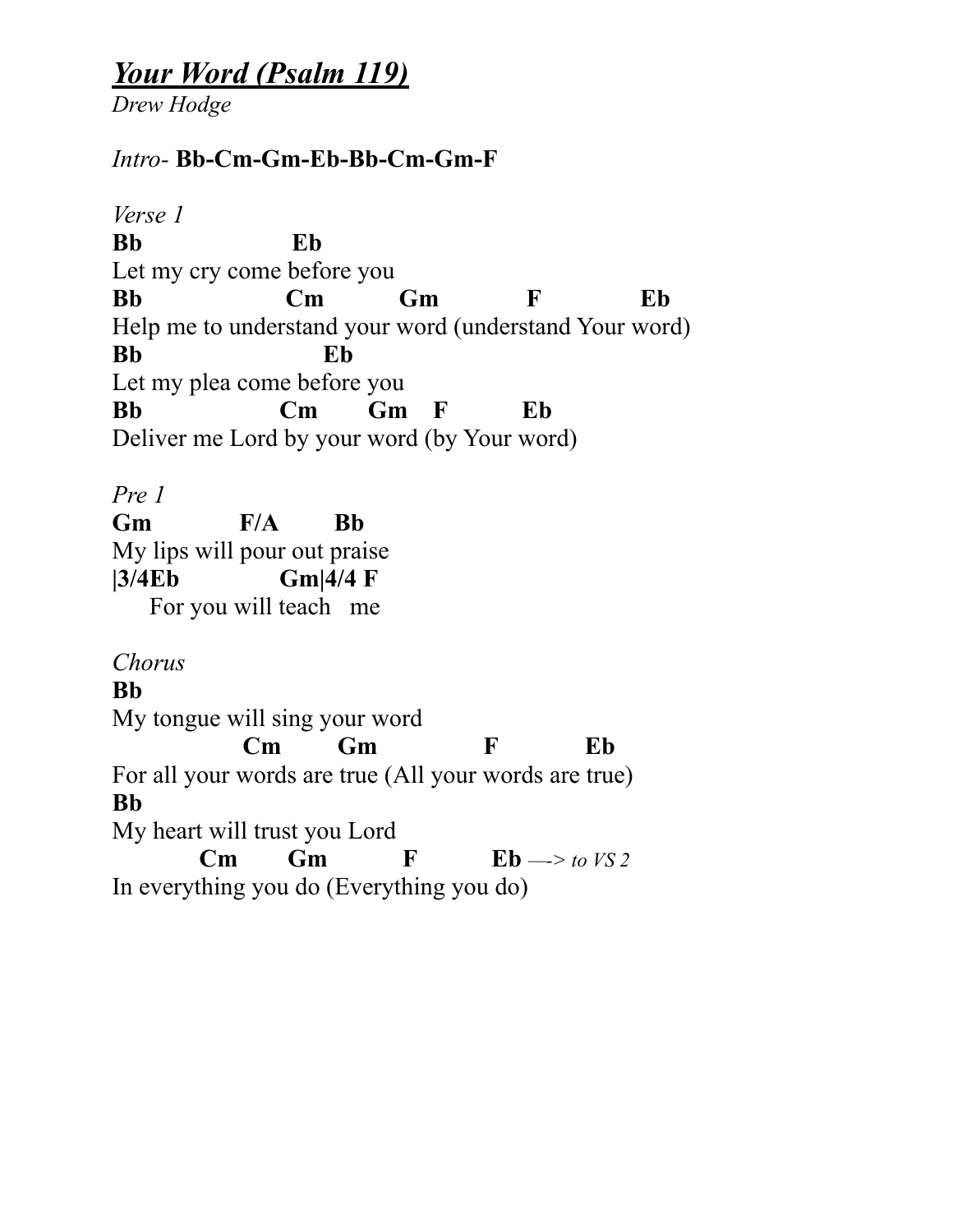# ***Your Word (Psalm 119)***

*Drew Hodge*

*Intro-* **Bb-Cm-Gm-Eb-Bb-Cm-Gm-F**

*Verse 1*

```
Bb                 Eb
Let my cry come before you
Bb                Cm          Gm            F             Eb
Help me to understand your word (understand Your word)
Bb                     Eb
Let my plea come before you
Bb                  Cm       Gm    F          Eb
Deliver me Lord by your word (by Your word)
```

*Pre 1*

```
Gm            F/A        Bb
My lips will pour out praise
|3/4Eb              Gm|4/4 F
     For you will teach   me
```

*Chorus*

```
Bb
My tongue will sing your word
                Cm        Gm               F            Eb
For all your words are true (All your words are true)
Bb
My heart will trust you Lord
           Cm       Gm           F          Eb —-> to VS 2
In everything you do (Everything you do)
```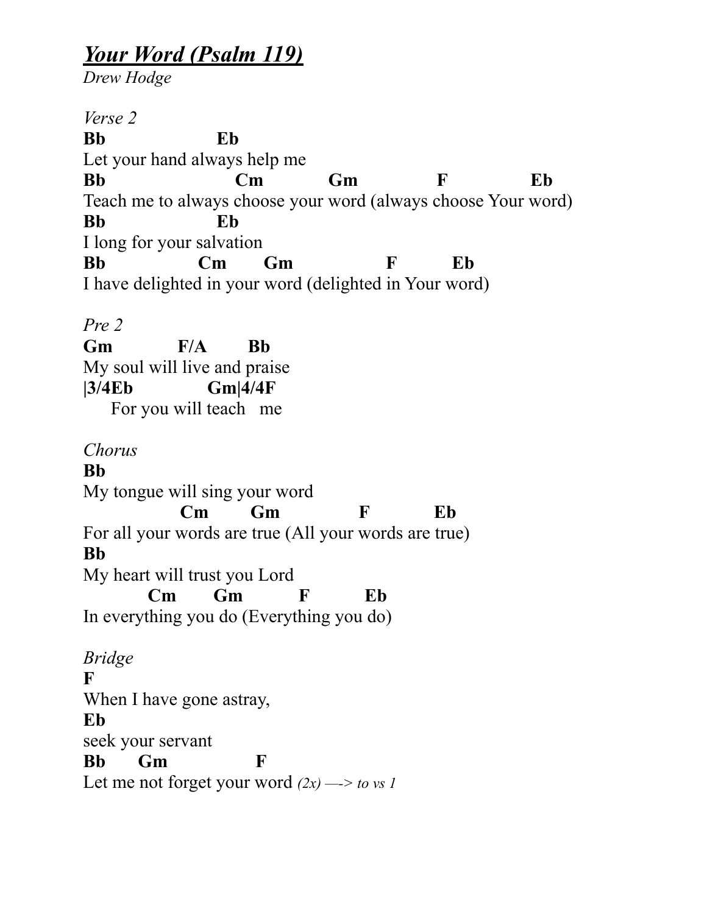## ***Your Word (Psalm 119)***

*Drew Hodge*

*Verse 2*

```
Bb                Eb
Let your hand always help me
Bb                   Cm          Gm            F             Eb
Teach me to always choose your word (always choose Your word)
Bb                Eb
I long for your salvation
Bb               Cm      Gm               F         Eb
I have delighted in your word (delighted in Your word)
```

*Pre 2*

```
Gm          F/A       Bb
My soul will live and praise
|3/4Eb          Gm|4/4F
     For you will teach   me
```

*Chorus*

```
Bb
My tongue will sing your word
              Cm       Gm             F          Eb
For all your words are true (All your words are true)
Bb
My heart will trust you Lord
         Cm      Gm         F         Eb
In everything you do (Everything you do)
```

*Bridge*

```
F
When I have gone astray,
Eb
seek your servant
Bb      Gm             F
Let me not forget your word (2x) —-> to vs 1
```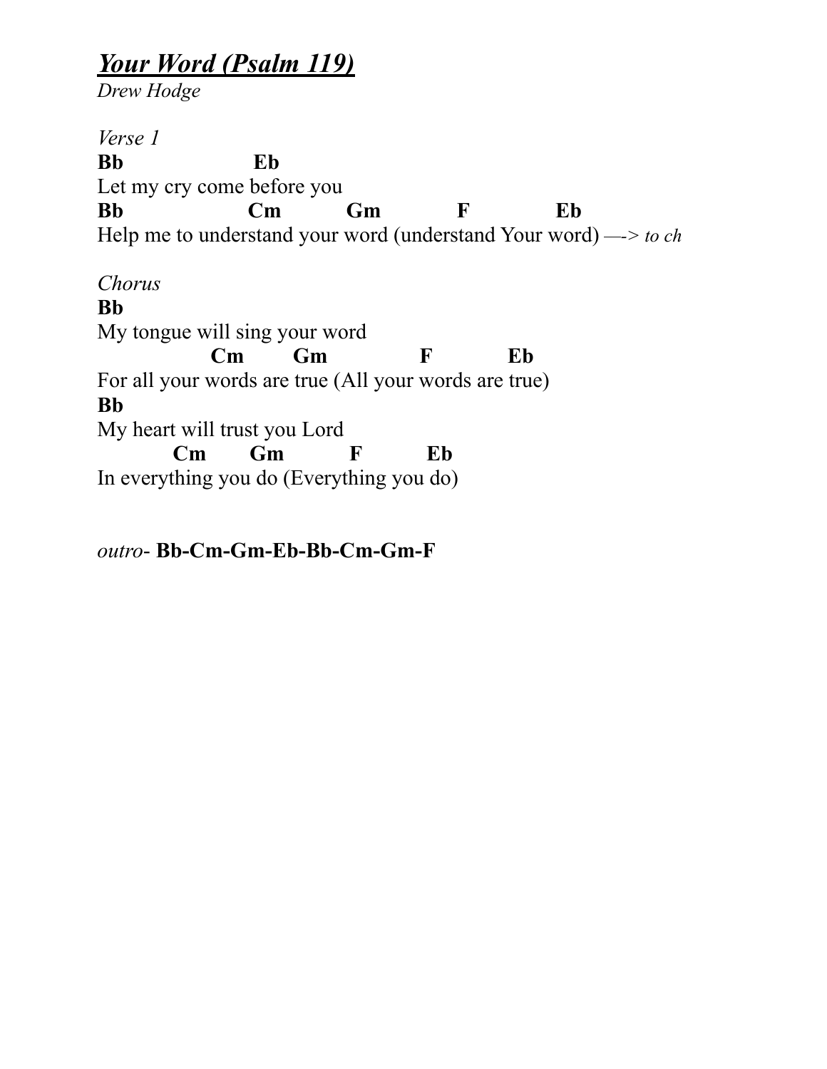# ***Your Word (Psalm 119)***

*Drew Hodge*

*Verse 1*

```
Bb                 Eb
Let my cry come before you
Bb                Cm          Gm            F             Eb
Help me to understand your word (understand Your word) —-> to ch
```

*Chorus*

```
Bb
My tongue will sing your word
            Cm        Gm               F           Eb
For all your words are true (All your words are true)
Bb
My heart will trust you Lord
        Cm       Gm          F          Eb
In everything you do (Everything you do)
```

*outro-* **Bb-Cm-Gm-Eb-Bb-Cm-Gm-F**